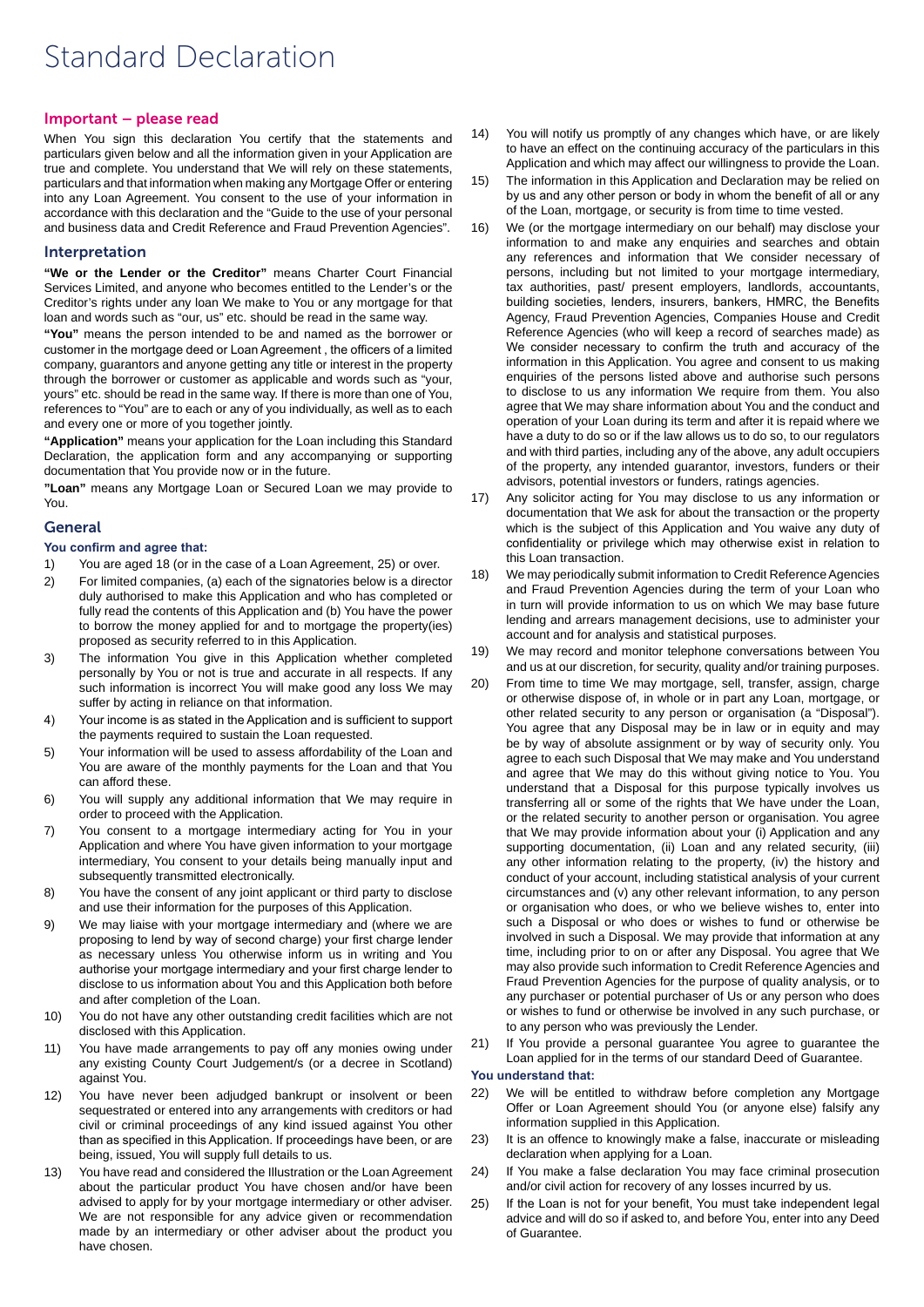# Standard Declaration

## Important – please read

When You sign this declaration You certify that the statements and particulars given below and all the information given in your Application are true and complete. You understand that We will rely on these statements, particulars and that information when making any Mortgage Offer or entering into any Loan Agreement. You consent to the use of your information in accordance with this declaration and the "Guide to the use of your personal and business data and Credit Reference and Fraud Prevention Agencies".

## Interpretation

**"We or the Lender or the Creditor"** means Charter Court Financial Services Limited, and anyone who becomes entitled to the Lender's or the Creditor's rights under any loan We make to You or any mortgage for that loan and words such as "our, us" etc. should be read in the same way.

**"You"** means the person intended to be and named as the borrower or customer in the mortgage deed or Loan Agreement , the officers of a limited company, guarantors and anyone getting any title or interest in the property through the borrower or customer as applicable and words such as "your, yours" etc. should be read in the same way. If there is more than one of You, references to "You" are to each or any of you individually, as well as to each and every one or more of you together jointly.

**"Application"** means your application for the Loan including this Standard Declaration, the application form and any accompanying or supporting documentation that You provide now or in the future.

**"Loan"** means any Mortgage Loan or Secured Loan we may provide to You.

## General

**You confirm and agree that:**

1) You are aged 18 (or in the case of a Loan Agreement, 25) or over.
2) For limited companies, (a) each of the signatories below is a director duly authorised to make this Application and who has completed or fully read the contents of this Application and (b) You have the power to borrow the money applied for and to mortgage the property(ies) proposed as security referred to in this Application.
3) The information You give in this Application whether completed personally by You or not is true and accurate in all respects. If any such information is incorrect You will make good any loss We may suffer by acting in reliance on that information.
4) Your income is as stated in the Application and is sufficient to support the payments required to sustain the Loan requested.
5) Your information will be used to assess affordability of the Loan and You are aware of the monthly payments for the Loan and that You can afford these.
6) You will supply any additional information that We may require in order to proceed with the Application.
7) You consent to a mortgage intermediary acting for You in your Application and where You have given information to your mortgage intermediary, You consent to your details being manually input and subsequently transmitted electronically.
8) You have the consent of any joint applicant or third party to disclose and use their information for the purposes of this Application.
9) We may liaise with your mortgage intermediary and (where we are proposing to lend by way of second charge) your first charge lender as necessary unless You otherwise inform us in writing and You authorise your mortgage intermediary and your first charge lender to disclose to us information about You and this Application both before and after completion of the Loan.
10) You do not have any other outstanding credit facilities which are not disclosed with this Application.
11) You have made arrangements to pay off any monies owing under any existing County Court Judgement/s (or a decree in Scotland) against You.
12) You have never been adjudged bankrupt or insolvent or been sequestrated or entered into any arrangements with creditors or had civil or criminal proceedings of any kind issued against You other than as specified in this Application. If proceedings have been, or are being, issued, You will supply full details to us.
13) You have read and considered the Illustration or the Loan Agreement about the particular product You have chosen and/or have been advised to apply for by your mortgage intermediary or other adviser. We are not responsible for any advice given or recommendation made by an intermediary or other adviser about the product you have chosen.
14) You will notify us promptly of any changes which have, or are likely to have an effect on the continuing accuracy of the particulars in this Application and which may affect our willingness to provide the Loan.
15) The information in this Application and Declaration may be relied on by us and any other person or body in whom the benefit of all or any of the Loan, mortgage, or security is from time to time vested.
16) We (or the mortgage intermediary on our behalf) may disclose your information to and make any enquiries and searches and obtain any references and information that We consider necessary of persons, including but not limited to your mortgage intermediary, tax authorities, past/ present employers, landlords, accountants, building societies, lenders, insurers, bankers, HMRC, the Benefits Agency, Fraud Prevention Agencies, Companies House and Credit Reference Agencies (who will keep a record of searches made) as We consider necessary to confirm the truth and accuracy of the information in this Application. You agree and consent to us making enquiries of the persons listed above and authorise such persons to disclose to us any information We require from them. You also agree that We may share information about You and the conduct and operation of your Loan during its term and after it is repaid where we have a duty to do so or if the law allows us to do so, to our regulators and with third parties, including any of the above, any adult occupiers of the property, any intended guarantor, investors, funders or their advisors, potential investors or funders, ratings agencies.
17) Any solicitor acting for You may disclose to us any information or documentation that We ask for about the transaction or the property which is the subject of this Application and You waive any duty of confidentiality or privilege which may otherwise exist in relation to this Loan transaction.
18) We may periodically submit information to Credit Reference Agencies and Fraud Prevention Agencies during the term of your Loan who in turn will provide information to us on which We may base future lending and arrears management decisions, use to administer your account and for analysis and statistical purposes.
19) We may record and monitor telephone conversations between You and us at our discretion, for security, quality and/or training purposes.
20) From time to time We may mortgage, sell, transfer, assign, charge or otherwise dispose of, in whole or in part any Loan, mortgage, or other related security to any person or organisation (a "Disposal"). You agree that any Disposal may be in law or in equity and may be by way of absolute assignment or by way of security only. You agree to each such Disposal that We may make and You understand and agree that We may do this without giving notice to You. You understand that a Disposal for this purpose typically involves us transferring all or some of the rights that We have under the Loan, or the related security to another person or organisation. You agree that We may provide information about your (i) Application and any supporting documentation, (ii) Loan and any related security, (iii) any other information relating to the property, (iv) the history and conduct of your account, including statistical analysis of your current circumstances and (v) any other relevant information, to any person or organisation who does, or who we believe wishes to, enter into such a Disposal or who does or wishes to fund or otherwise be involved in such a Disposal. We may provide that information at any time, including prior to on or after any Disposal. You agree that We may also provide such information to Credit Reference Agencies and Fraud Prevention Agencies for the purpose of quality analysis, or to any purchaser or potential purchaser of Us or any person who does or wishes to fund or otherwise be involved in any such purchase, or to any person who was previously the Lender.
21) If You provide a personal guarantee You agree to guarantee the Loan applied for in the terms of our standard Deed of Guarantee.

**You understand that:**

22) We will be entitled to withdraw before completion any Mortgage Offer or Loan Agreement should You (or anyone else) falsify any information supplied in this Application.
23) It is an offence to knowingly make a false, inaccurate or misleading declaration when applying for a Loan.
24) If You make a false declaration You may face criminal prosecution and/or civil action for recovery of any losses incurred by us.
25) If the Loan is not for your benefit, You must take independent legal advice and will do so if asked to, and before You, enter into any Deed of Guarantee.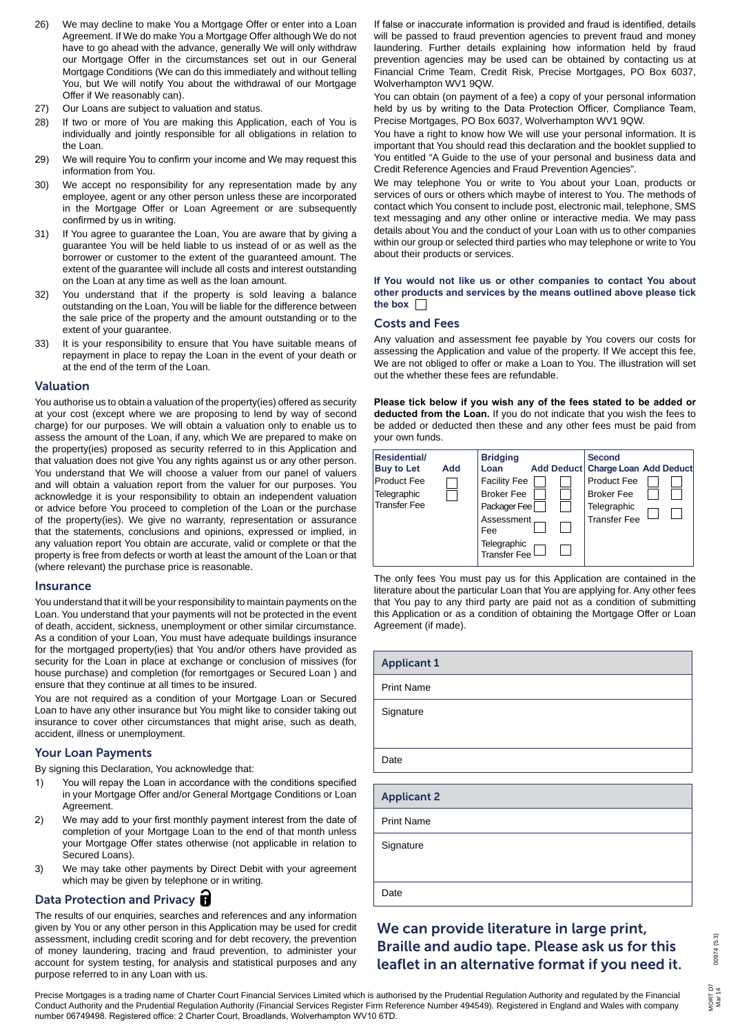26) We may decline to make You a Mortgage Offer or enter into a Loan Agreement. If We do make You a Mortgage Offer although We do not have to go ahead with the advance, generally We will only withdraw our Mortgage Offer in the circumstances set out in our General Mortgage Conditions (We can do this immediately and without telling You, but We will notify You about the withdrawal of our Mortgage Offer if We reasonably can).
27) Our Loans are subject to valuation and status.
28) If two or more of You are making this Application, each of You is individually and jointly responsible for all obligations in relation to the Loan.
29) We will require You to confirm your income and We may request this information from You.
30) We accept no responsibility for any representation made by any employee, agent or any other person unless these are incorporated in the Mortgage Offer or Loan Agreement or are subsequently confirmed by us in writing.
31) If You agree to guarantee the Loan, You are aware that by giving a guarantee You will be held liable to us instead of or as well as the borrower or customer to the extent of the guaranteed amount. The extent of the guarantee will include all costs and interest outstanding on the Loan at any time as well as the loan amount.
32) You understand that if the property is sold leaving a balance outstanding on the Loan, You will be liable for the difference between the sale price of the property and the amount outstanding or to the extent of your guarantee.
33) It is your responsibility to ensure that You have suitable means of repayment in place to repay the Loan in the event of your death or at the end of the term of the Loan.

## Valuation

You authorise us to obtain a valuation of the property(ies) offered as security at your cost (except where we are proposing to lend by way of second charge) for our purposes. We will obtain a valuation only to enable us to assess the amount of the Loan, if any, which We are prepared to make on the property(ies) proposed as security referred to in this Application and that valuation does not give You any rights against us or any other person. You understand that We will choose a valuer from our panel of valuers and will obtain a valuation report from the valuer for our purposes. You acknowledge it is your responsibility to obtain an independent valuation or advice before You proceed to completion of the Loan or the purchase of the property(ies). We give no warranty, representation or assurance that the statements, conclusions and opinions, expressed or implied, in any valuation report You obtain are accurate, valid or complete or that the property is free from defects or worth at least the amount of the Loan or that (where relevant) the purchase price is reasonable.

## Insurance

You understand that it will be your responsibility to maintain payments on the Loan. You understand that your payments will not be protected in the event of death, accident, sickness, unemployment or other similar circumstance. As a condition of your Loan, You must have adequate buildings insurance for the mortgaged property(ies) that You and/or others have provided as security for the Loan in place at exchange or conclusion of missives (for house purchase) and completion (for remortgages or Secured Loan ) and ensure that they continue at all times to be insured.

You are not required as a condition of your Mortgage Loan or Secured Loan to have any other insurance but You might like to consider taking out insurance to cover other circumstances that might arise, such as death, accident, illness or unemployment.

## Your Loan Payments

By signing this Declaration, You acknowledge that:

1) You will repay the Loan in accordance with the conditions specified in your Mortgage Offer and/or General Mortgage Conditions or Loan Agreement.
2) We may add to your first monthly payment interest from the date of completion of your Mortgage Loan to the end of that month unless your Mortgage Offer states otherwise (not applicable in relation to Secured Loans).
3) We may take other payments by Direct Debit with your agreement which may be given by telephone or in writing.

## Data Protection and Privacy

The results of our enquiries, searches and references and any information given by You or any other person in this Application may be used for credit assessment, including credit scoring and for debt recovery, the prevention of money laundering, tracing and fraud prevention, to administer your account for system testing, for analysis and statistical purposes and any purpose referred to in any Loan with us.

If false or inaccurate information is provided and fraud is identified, details will be passed to fraud prevention agencies to prevent fraud and money laundering. Further details explaining how information held by fraud prevention agencies may be used can be obtained by contacting us at Financial Crime Team, Credit Risk, Precise Mortgages, PO Box 6037, Wolverhampton WV1 9QW.

You can obtain (on payment of a fee) a copy of your personal information held by us by writing to the Data Protection Officer, Compliance Team, Precise Mortgages, PO Box 6037, Wolverhampton WV1 9QW.

You have a right to know how We will use your personal information. It is important that You should read this declaration and the booklet supplied to You entitled "A Guide to the use of your personal and business data and Credit Reference Agencies and Fraud Prevention Agencies".

We may telephone You or write to You about your Loan, products or services of ours or others which maybe of interest to You. The methods of contact which You consent to include post, electronic mail, telephone, SMS text messaging and any other online or interactive media. We may pass details about You and the conduct of your Loan with us to other companies within our group or selected third parties who may telephone or write to You about their products or services.

**If You would not like us or other companies to contact You about other products and services by the means outlined above please tick the box** ☐

## Costs and Fees

Any valuation and assessment fee payable by You covers our costs for assessing the Application and value of the property. If We accept this fee, We are not obliged to offer or make a Loan to You. The illustration will set out the whether these fees are refundable.

**Please tick below if you wish any of the fees stated to be added or deducted from the Loan.** If you do not indicate that you wish the fees to be added or deducted then these and any other fees must be paid from your own funds.

| Residential/ Buy to Let | Add | Bridging Loan | Add | Deduct | Second Charge Loan | Add | Deduct |
|---|---|---|---|---|---|---|---|
| Product Fee | ☐ | Facility Fee | ☐ | ☐ | Product Fee | ☐ | ☐ |
| Telegraphic Transfer Fee | ☐ | Broker Fee | ☐ | ☐ | Broker Fee | ☐ | ☐ |
| | | Packager Fee | ☐ | ☐ | Telegraphic Transfer Fee | ☐ | ☐ |
| | | Assessment Fee | ☐ | ☐ | | | |
| | | Telegraphic Transfer Fee | ☐ | ☐ | | | |

The only fees You must pay us for this Application are contained in the literature about the particular Loan that You are applying for. Any other fees that You pay to any third party are paid not as a condition of submitting this Application or as a condition of obtaining the Mortgage Offer or Loan Agreement (if made).

| Applicant 1 |
|---|
| Print Name |
| Signature |
| Date |

| Applicant 2 |
|---|
| Print Name |
| Signature |
| Date |

**We can provide literature in large print, Braille and audio tape. Please ask us for this leaflet in an alternative format if you need it.**

Precise Mortgages is a trading name of Charter Court Financial Services Limited which is authorised by the Prudential Regulation Authority and regulated by the Financial Conduct Authority and the Prudential Regulation Authority (Financial Services Register Firm Reference Number 494549). Registered in England and Wales with company number 06749498. Registered office: 2 Charter Court, Broadlands, Wolverhampton WV10 6TD.

MORT D7 Mar 14 00974 (5.3)